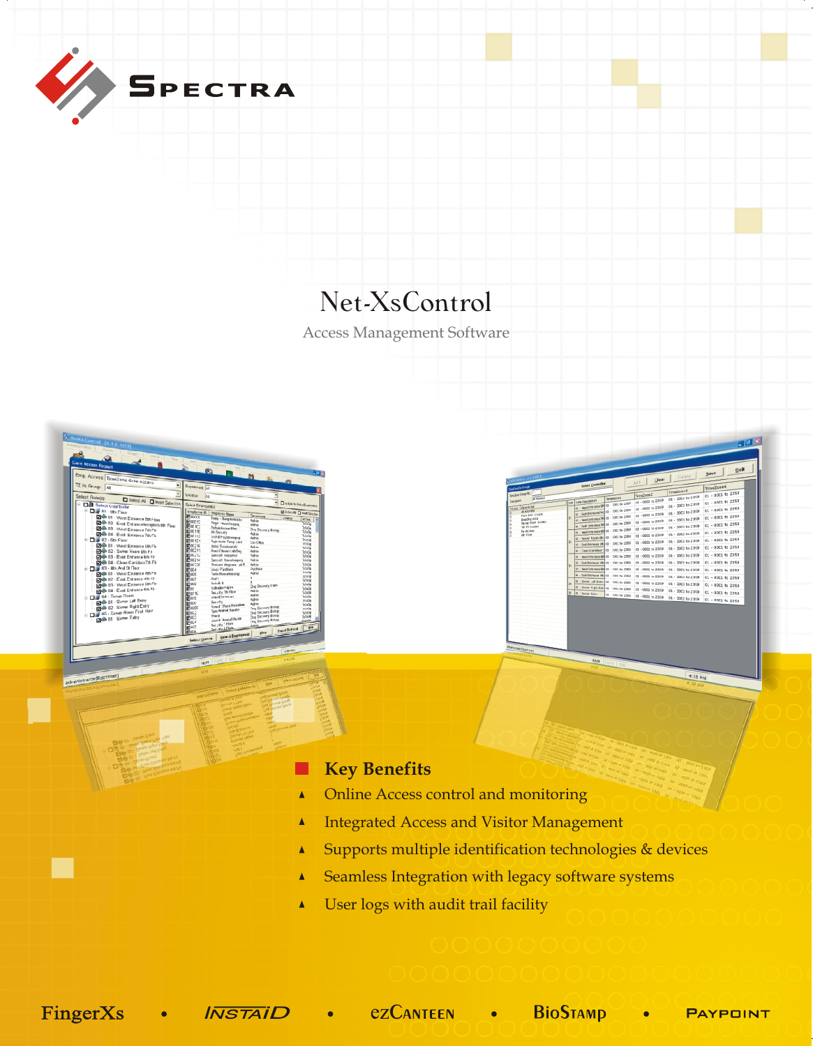SPECTRA

# Net-XsControl

Access Management Software

## Key Benefits

- Online Access control and monitoring
- Integrated Access and Visitor Management
- Supports multiple identification technologies & devices
- Seamless Integration with legacy software systems
- User logs with audit trail facility

FingerXs • INSTAID • ezCANTEEN • BioStamp • PAYPOINT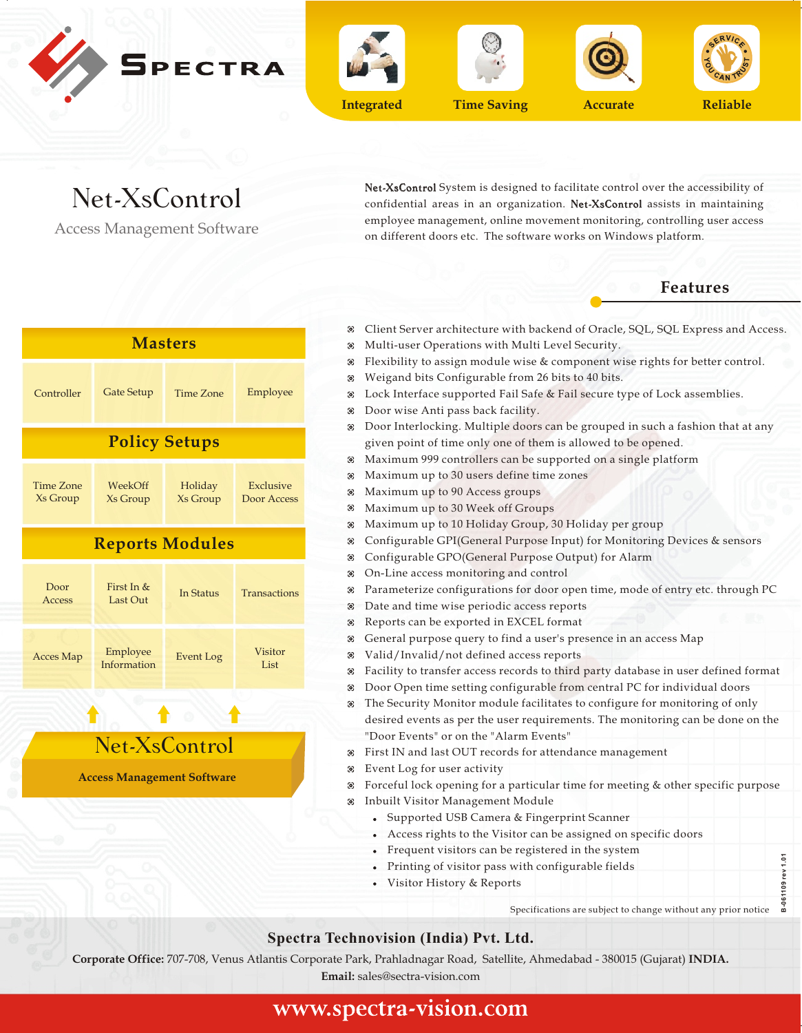**SPECTRA**

Integrated | Time Saving | Accurate | Reliable

# Net-XsControl

Access Management Software

Net-XsControl System is designed to facilitate control over the accessibility of confidential areas in an organization. Net-XsControl assists in maintaining employee management, online movement monitoring, controlling user access on different doors etc. The software works on Windows platform.

## Masters

| | | | |
|---|---|---|---|
| Controller | Gate Setup | Time Zone | Employee |

## Policy Setups

| | | | |
|---|---|---|---|
| Time Zone Xs Group | WeekOff Xs Group | Holiday Xs Group | Exclusive Door Access |

## Reports Modules

| | | | |
|---|---|---|---|
| Door Access | First In & Last Out | In Status | Transactions |
| Acces Map | Employee Information | Event Log | Visitor List |

**Net-XsControl**

**Access Management Software**

## Features

- Client Server architecture with backend of Oracle, SQL, SQL Express and Access.
- Multi-user Operations with Multi Level Security.
- Flexibility to assign module wise & component wise rights for better control.
- Weigand bits Configurable from 26 bits to 40 bits.
- Lock Interface supported Fail Safe & Fail secure type of Lock assemblies.
- Door wise Anti pass back facility.
- Door Interlocking. Multiple doors can be grouped in such a fashion that at any given point of time only one of them is allowed to be opened.
- Maximum 999 controllers can be supported on a single platform
- Maximum up to 30 users define time zones
- Maximum up to 90 Access groups
- Maximum up to 30 Week off Groups
- Maximum up to 10 Holiday Group, 30 Holiday per group
- Configurable GPI(General Purpose Input) for Monitoring Devices & sensors
- Configurable GPO(General Purpose Output) for Alarm
- On-Line access monitoring and control
- Parameterize configurations for door open time, mode of entry etc. through PC
- Date and time wise periodic access reports
- Reports can be exported in EXCEL format
- General purpose query to find a user's presence in an access Map
- Valid/Invalid/not defined access reports
- Facility to transfer access records to third party database in user defined format
- Door Open time setting configurable from central PC for individual doors
- The Security Monitor module facilitates to configure for monitoring of only desired events as per the user requirements. The monitoring can be done on the "Door Events" or on the "Alarm Events"
- First IN and last OUT records for attendance management
- Event Log for user activity
- Forceful lock opening for a particular time for meeting & other specific purpose
- Inbuilt Visitor Management Module
  - Supported USB Camera & Fingerprint Scanner
  - Access rights to the Visitor can be assigned on specific doors
  - Frequent visitors can be registered in the system
  - Printing of visitor pass with configurable fields
  - Visitor History & Reports

Specifications are subject to change without any prior notice

B-061109 rev 1.01

**Spectra Technovision (India) Pvt. Ltd.**

**Corporate Office:** 707-708, Venus Atlantis Corporate Park, Prahladnagar Road, Satellite, Ahmedabad - 380015 (Gujarat) **INDIA.**

**Email:** sales@sectra-vision.com

**www.spectra-vision.com**